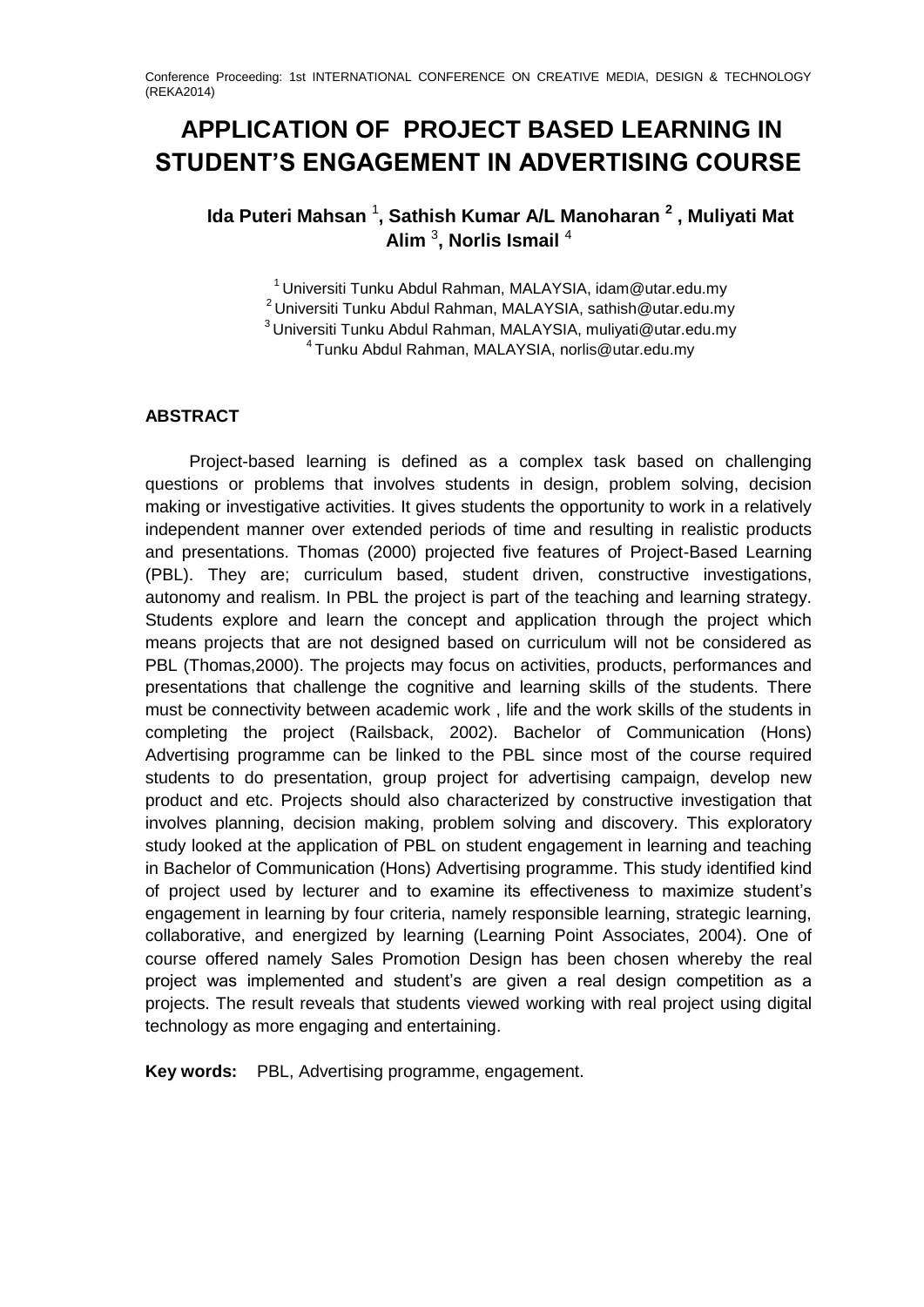# APPLICATION OF PROJECT BASED LEARNING IN STUDENT'S ENGAGEMENT IN ADVERTISING COURSE

**Ida Puteri Mahsan** [1]**, Sathish Kumar A/L Manoharan** [2] **, Muliyati Mat Alim** [3]**, Norlis Ismail** [4]

[1] Universiti Tunku Abdul Rahman, MALAYSIA, idam@utar.edu.my
[2] Universiti Tunku Abdul Rahman, MALAYSIA, sathish@utar.edu.my
[3] Universiti Tunku Abdul Rahman, MALAYSIA, muliyati@utar.edu.my
[4] Tunku Abdul Rahman, MALAYSIA, norlis@utar.edu.my

## ABSTRACT

Project-based learning is defined as a complex task based on challenging questions or problems that involves students in design, problem solving, decision making or investigative activities. It gives students the opportunity to work in a relatively independent manner over extended periods of time and resulting in realistic products and presentations. Thomas (2000) projected five features of Project-Based Learning (PBL). They are; curriculum based, student driven, constructive investigations, autonomy and realism. In PBL the project is part of the teaching and learning strategy. Students explore and learn the concept and application through the project which means projects that are not designed based on curriculum will not be considered as PBL (Thomas,2000). The projects may focus on activities, products, performances and presentations that challenge the cognitive and learning skills of the students. There must be connectivity between academic work , life and the work skills of the students in completing the project (Railsback, 2002). Bachelor of Communication (Hons) Advertising programme can be linked to the PBL since most of the course required students to do presentation, group project for advertising campaign, develop new product and etc. Projects should also characterized by constructive investigation that involves planning, decision making, problem solving and discovery. This exploratory study looked at the application of PBL on student engagement in learning and teaching in Bachelor of Communication (Hons) Advertising programme. This study identified kind of project used by lecturer and to examine its effectiveness to maximize student's engagement in learning by four criteria, namely responsible learning, strategic learning, collaborative, and energized by learning (Learning Point Associates, 2004). One of course offered namely Sales Promotion Design has been chosen whereby the real project was implemented and student's are given a real design competition as a projects. The result reveals that students viewed working with real project using digital technology as more engaging and entertaining.

**Key words:** PBL, Advertising programme, engagement.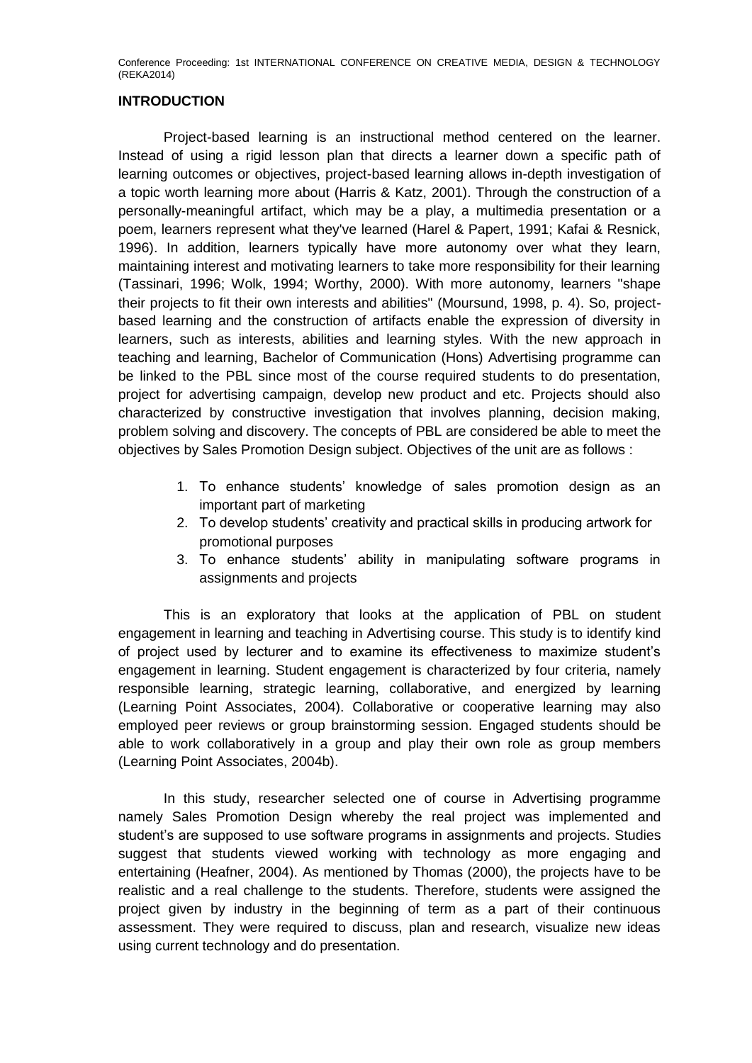## INTRODUCTION

Project-based learning is an instructional method centered on the learner. Instead of using a rigid lesson plan that directs a learner down a specific path of learning outcomes or objectives, project-based learning allows in-depth investigation of a topic worth learning more about (Harris & Katz, 2001). Through the construction of a personally-meaningful artifact, which may be a play, a multimedia presentation or a poem, learners represent what they've learned (Harel & Papert, 1991; Kafai & Resnick, 1996). In addition, learners typically have more autonomy over what they learn, maintaining interest and motivating learners to take more responsibility for their learning (Tassinari, 1996; Wolk, 1994; Worthy, 2000). With more autonomy, learners "shape their projects to fit their own interests and abilities" (Moursund, 1998, p. 4). So, project-based learning and the construction of artifacts enable the expression of diversity in learners, such as interests, abilities and learning styles. With the new approach in teaching and learning, Bachelor of Communication (Hons) Advertising programme can be linked to the PBL since most of the course required students to do presentation, project for advertising campaign, develop new product and etc. Projects should also characterized by constructive investigation that involves planning, decision making, problem solving and discovery. The concepts of PBL are considered be able to meet the objectives by Sales Promotion Design subject. Objectives of the unit are as follows :

1. To enhance students' knowledge of sales promotion design as an important part of marketing
2. To develop students' creativity and practical skills in producing artwork for promotional purposes
3. To enhance students' ability in manipulating software programs in assignments and projects

This is an exploratory that looks at the application of PBL on student engagement in learning and teaching in Advertising course. This study is to identify kind of project used by lecturer and to examine its effectiveness to maximize student's engagement in learning. Student engagement is characterized by four criteria, namely responsible learning, strategic learning, collaborative, and energized by learning (Learning Point Associates, 2004). Collaborative or cooperative learning may also employed peer reviews or group brainstorming session. Engaged students should be able to work collaboratively in a group and play their own role as group members (Learning Point Associates, 2004b).

In this study, researcher selected one of course in Advertising programme namely Sales Promotion Design whereby the real project was implemented and student's are supposed to use software programs in assignments and projects. Studies suggest that students viewed working with technology as more engaging and entertaining (Heafner, 2004). As mentioned by Thomas (2000), the projects have to be realistic and a real challenge to the students. Therefore, students were assigned the project given by industry in the beginning of term as a part of their continuous assessment. They were required to discuss, plan and research, visualize new ideas using current technology and do presentation.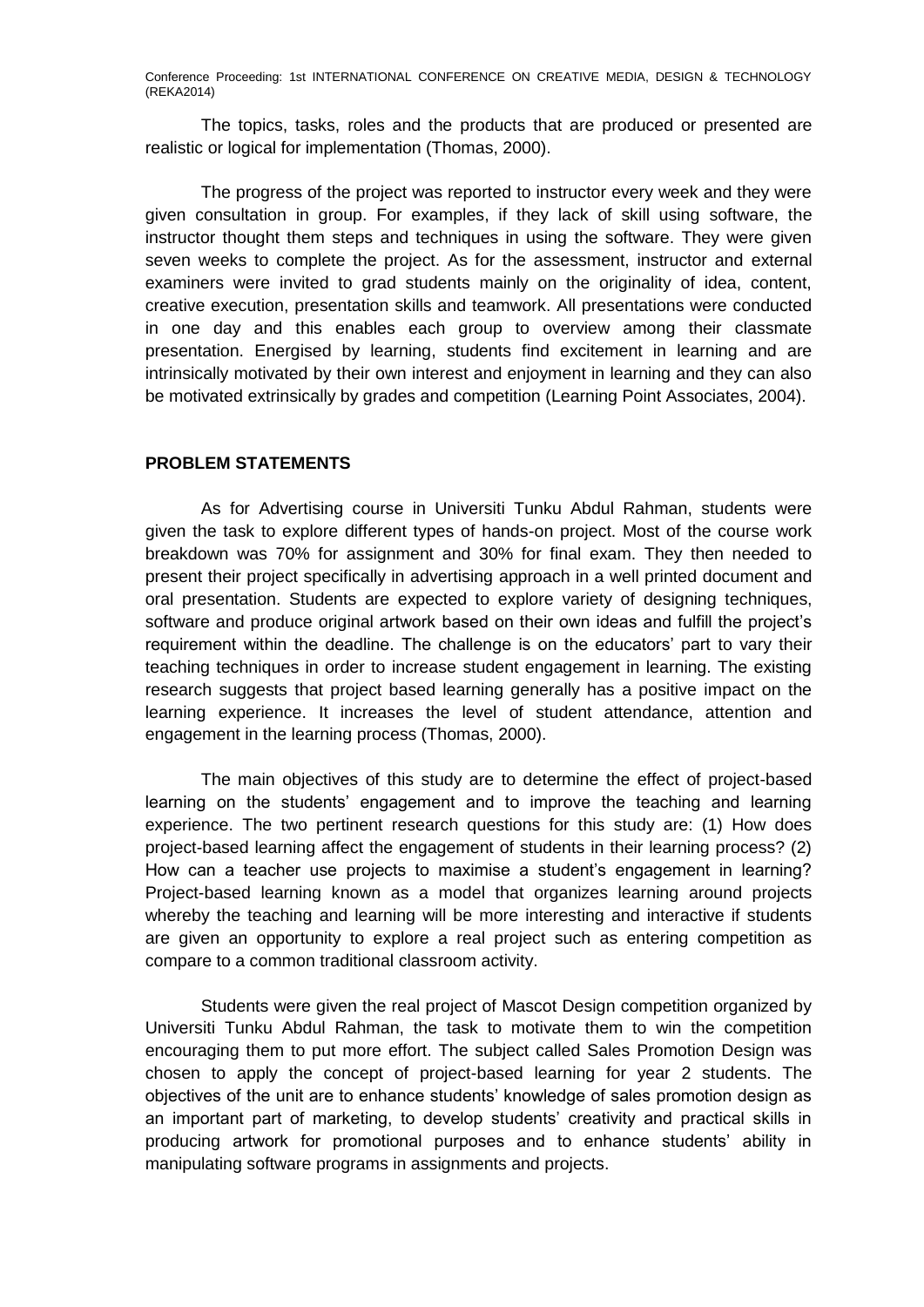The topics, tasks, roles and the products that are produced or presented are realistic or logical for implementation (Thomas, 2000).

The progress of the project was reported to instructor every week and they were given consultation in group. For examples, if they lack of skill using software, the instructor thought them steps and techniques in using the software. They were given seven weeks to complete the project. As for the assessment, instructor and external examiners were invited to grad students mainly on the originality of idea, content, creative execution, presentation skills and teamwork. All presentations were conducted in one day and this enables each group to overview among their classmate presentation. Energised by learning, students find excitement in learning and are intrinsically motivated by their own interest and enjoyment in learning and they can also be motivated extrinsically by grades and competition (Learning Point Associates, 2004).

## PROBLEM STATEMENTS

As for Advertising course in Universiti Tunku Abdul Rahman, students were given the task to explore different types of hands-on project. Most of the course work breakdown was 70% for assignment and 30% for final exam. They then needed to present their project specifically in advertising approach in a well printed document and oral presentation. Students are expected to explore variety of designing techniques, software and produce original artwork based on their own ideas and fulfill the project's requirement within the deadline. The challenge is on the educators' part to vary their teaching techniques in order to increase student engagement in learning. The existing research suggests that project based learning generally has a positive impact on the learning experience. It increases the level of student attendance, attention and engagement in the learning process (Thomas, 2000).

The main objectives of this study are to determine the effect of project-based learning on the students' engagement and to improve the teaching and learning experience. The two pertinent research questions for this study are: (1) How does project-based learning affect the engagement of students in their learning process? (2) How can a teacher use projects to maximise a student's engagement in learning? Project-based learning known as a model that organizes learning around projects whereby the teaching and learning will be more interesting and interactive if students are given an opportunity to explore a real project such as entering competition as compare to a common traditional classroom activity.

Students were given the real project of Mascot Design competition organized by Universiti Tunku Abdul Rahman, the task to motivate them to win the competition encouraging them to put more effort. The subject called Sales Promotion Design was chosen to apply the concept of project-based learning for year 2 students. The objectives of the unit are to enhance students' knowledge of sales promotion design as an important part of marketing, to develop students' creativity and practical skills in producing artwork for promotional purposes and to enhance students' ability in manipulating software programs in assignments and projects.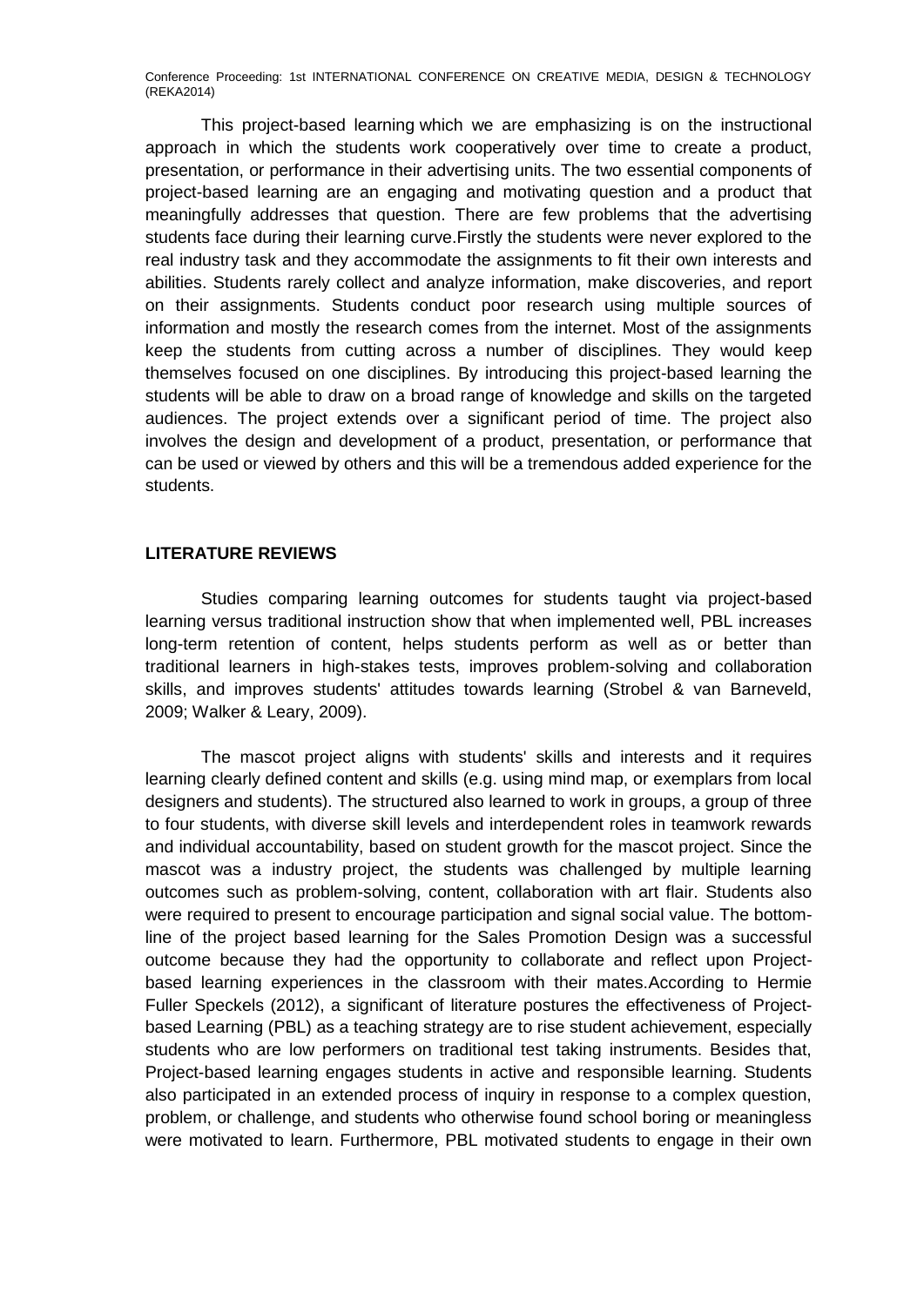This project-based learning which we are emphasizing is on the instructional approach in which the students work cooperatively over time to create a product, presentation, or performance in their advertising units. The two essential components of project-based learning are an engaging and motivating question and a product that meaningfully addresses that question. There are few problems that the advertising students face during their learning curve.Firstly the students were never explored to the real industry task and they accommodate the assignments to fit their own interests and abilities. Students rarely collect and analyze information, make discoveries, and report on their assignments. Students conduct poor research using multiple sources of information and mostly the research comes from the internet. Most of the assignments keep the students from cutting across a number of disciplines. They would keep themselves focused on one disciplines. By introducing this project-based learning the students will be able to draw on a broad range of knowledge and skills on the targeted audiences. The project extends over a significant period of time. The project also involves the design and development of a product, presentation, or performance that can be used or viewed by others and this will be a tremendous added experience for the students.

## LITERATURE REVIEWS

Studies comparing learning outcomes for students taught via project-based learning versus traditional instruction show that when implemented well, PBL increases long-term retention of content, helps students perform as well as or better than traditional learners in high-stakes tests, improves problem-solving and collaboration skills, and improves students' attitudes towards learning (Strobel & van Barneveld, 2009; Walker & Leary, 2009).

The mascot project aligns with students' skills and interests and it requires learning clearly defined content and skills (e.g. using mind map, or exemplars from local designers and students). The structured also learned to work in groups, a group of three to four students, with diverse skill levels and interdependent roles in teamwork rewards and individual accountability, based on student growth for the mascot project. Since the mascot was a industry project, the students was challenged by multiple learning outcomes such as problem-solving, content, collaboration with art flair. Students also were required to present to encourage participation and signal social value. The bottom-line of the project based learning for the Sales Promotion Design was a successful outcome because they had the opportunity to collaborate and reflect upon Project-based learning experiences in the classroom with their mates.According to Hermie Fuller Speckels (2012), a significant of literature postures the effectiveness of Project-based Learning (PBL) as a teaching strategy are to rise student achievement, especially students who are low performers on traditional test taking instruments. Besides that, Project-based learning engages students in active and responsible learning. Students also participated in an extended process of inquiry in response to a complex question, problem, or challenge, and students who otherwise found school boring or meaningless were motivated to learn. Furthermore, PBL motivated students to engage in their own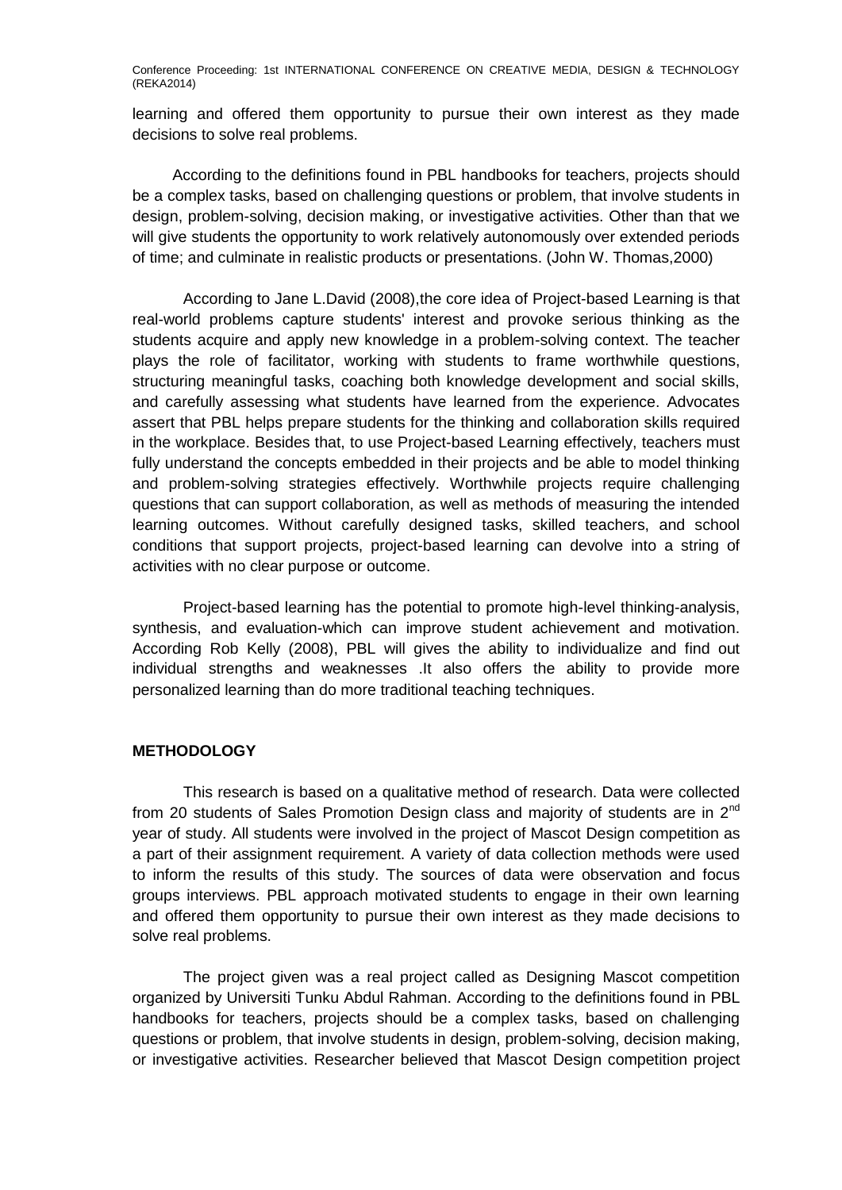learning and offered them opportunity to pursue their own interest as they made decisions to solve real problems.

According to the definitions found in PBL handbooks for teachers, projects should be a complex tasks, based on challenging questions or problem, that involve students in design, problem-solving, decision making, or investigative activities. Other than that we will give students the opportunity to work relatively autonomously over extended periods of time; and culminate in realistic products or presentations. (John W. Thomas,2000)

According to Jane L.David (2008),the core idea of Project-based Learning is that real-world problems capture students' interest and provoke serious thinking as the students acquire and apply new knowledge in a problem-solving context. The teacher plays the role of facilitator, working with students to frame worthwhile questions, structuring meaningful tasks, coaching both knowledge development and social skills, and carefully assessing what students have learned from the experience. Advocates assert that PBL helps prepare students for the thinking and collaboration skills required in the workplace. Besides that, to use Project-based Learning effectively, teachers must fully understand the concepts embedded in their projects and be able to model thinking and problem-solving strategies effectively. Worthwhile projects require challenging questions that can support collaboration, as well as methods of measuring the intended learning outcomes. Without carefully designed tasks, skilled teachers, and school conditions that support projects, project-based learning can devolve into a string of activities with no clear purpose or outcome.

Project-based learning has the potential to promote high-level thinking-analysis, synthesis, and evaluation-which can improve student achievement and motivation. According Rob Kelly (2008), PBL will gives the ability to individualize and find out individual strengths and weaknesses .It also offers the ability to provide more personalized learning than do more traditional teaching techniques.

## METHODOLOGY

This research is based on a qualitative method of research. Data were collected from 20 students of Sales Promotion Design class and majority of students are in 2nd year of study. All students were involved in the project of Mascot Design competition as a part of their assignment requirement. A variety of data collection methods were used to inform the results of this study. The sources of data were observation and focus groups interviews. PBL approach motivated students to engage in their own learning and offered them opportunity to pursue their own interest as they made decisions to solve real problems.

The project given was a real project called as Designing Mascot competition organized by Universiti Tunku Abdul Rahman. According to the definitions found in PBL handbooks for teachers, projects should be a complex tasks, based on challenging questions or problem, that involve students in design, problem-solving, decision making, or investigative activities. Researcher believed that Mascot Design competition project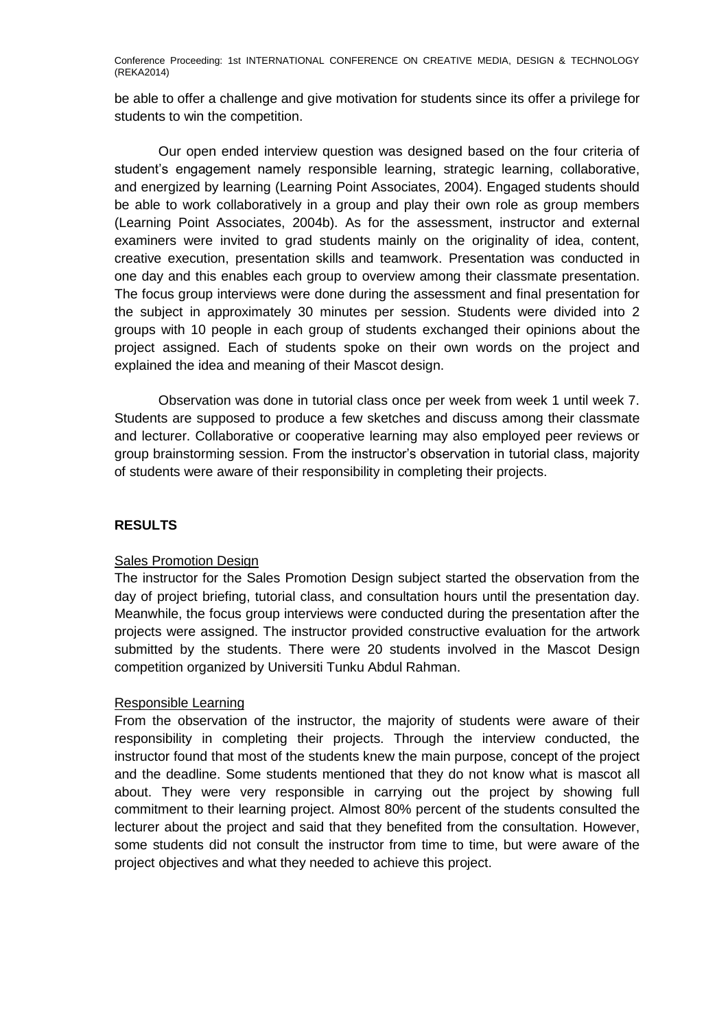be able to offer a challenge and give motivation for students since its offer a privilege for students to win the competition.

Our open ended interview question was designed based on the four criteria of student's engagement namely responsible learning, strategic learning, collaborative, and energized by learning (Learning Point Associates, 2004). Engaged students should be able to work collaboratively in a group and play their own role as group members (Learning Point Associates, 2004b). As for the assessment, instructor and external examiners were invited to grad students mainly on the originality of idea, content, creative execution, presentation skills and teamwork. Presentation was conducted in one day and this enables each group to overview among their classmate presentation. The focus group interviews were done during the assessment and final presentation for the subject in approximately 30 minutes per session. Students were divided into 2 groups with 10 people in each group of students exchanged their opinions about the project assigned. Each of students spoke on their own words on the project and explained the idea and meaning of their Mascot design.

Observation was done in tutorial class once per week from week 1 until week 7. Students are supposed to produce a few sketches and discuss among their classmate and lecturer. Collaborative or cooperative learning may also employed peer reviews or group brainstorming session. From the instructor's observation in tutorial class, majority of students were aware of their responsibility in completing their projects.

## RESULTS

### Sales Promotion Design

The instructor for the Sales Promotion Design subject started the observation from the day of project briefing, tutorial class, and consultation hours until the presentation day. Meanwhile, the focus group interviews were conducted during the presentation after the projects were assigned. The instructor provided constructive evaluation for the artwork submitted by the students. There were 20 students involved in the Mascot Design competition organized by Universiti Tunku Abdul Rahman.

### Responsible Learning

From the observation of the instructor, the majority of students were aware of their responsibility in completing their projects. Through the interview conducted, the instructor found that most of the students knew the main purpose, concept of the project and the deadline. Some students mentioned that they do not know what is mascot all about. They were very responsible in carrying out the project by showing full commitment to their learning project. Almost 80% percent of the students consulted the lecturer about the project and said that they benefited from the consultation. However, some students did not consult the instructor from time to time, but were aware of the project objectives and what they needed to achieve this project.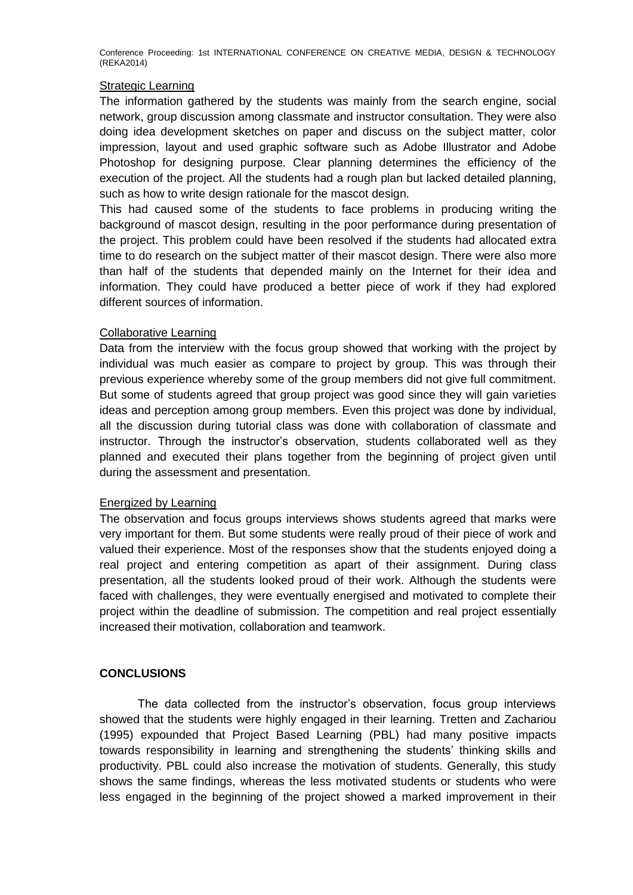Strategic Learning

The information gathered by the students was mainly from the search engine, social network, group discussion among classmate and instructor consultation. They were also doing idea development sketches on paper and discuss on the subject matter, color impression, layout and used graphic software such as Adobe Illustrator and Adobe Photoshop for designing purpose. Clear planning determines the efficiency of the execution of the project. All the students had a rough plan but lacked detailed planning, such as how to write design rationale for the mascot design.

This had caused some of the students to face problems in producing writing the background of mascot design, resulting in the poor performance during presentation of the project. This problem could have been resolved if the students had allocated extra time to do research on the subject matter of their mascot design. There were also more than half of the students that depended mainly on the Internet for their idea and information. They could have produced a better piece of work if they had explored different sources of information.

Collaborative Learning

Data from the interview with the focus group showed that working with the project by individual was much easier as compare to project by group. This was through their previous experience whereby some of the group members did not give full commitment. But some of students agreed that group project was good since they will gain varieties ideas and perception among group members. Even this project was done by individual, all the discussion during tutorial class was done with collaboration of classmate and instructor. Through the instructor's observation, students collaborated well as they planned and executed their plans together from the beginning of project given until during the assessment and presentation.

Energized by Learning

The observation and focus groups interviews shows students agreed that marks were very important for them. But some students were really proud of their piece of work and valued their experience. Most of the responses show that the students enjoyed doing a real project and entering competition as apart of their assignment. During class presentation, all the students looked proud of their work. Although the students were faced with challenges, they were eventually energised and motivated to complete their project within the deadline of submission. The competition and real project essentially increased their motivation, collaboration and teamwork.

## CONCLUSIONS

The data collected from the instructor's observation, focus group interviews showed that the students were highly engaged in their learning. Tretten and Zachariou (1995) expounded that Project Based Learning (PBL) had many positive impacts towards responsibility in learning and strengthening the students' thinking skills and productivity. PBL could also increase the motivation of students. Generally, this study shows the same findings, whereas the less motivated students or students who were less engaged in the beginning of the project showed a marked improvement in their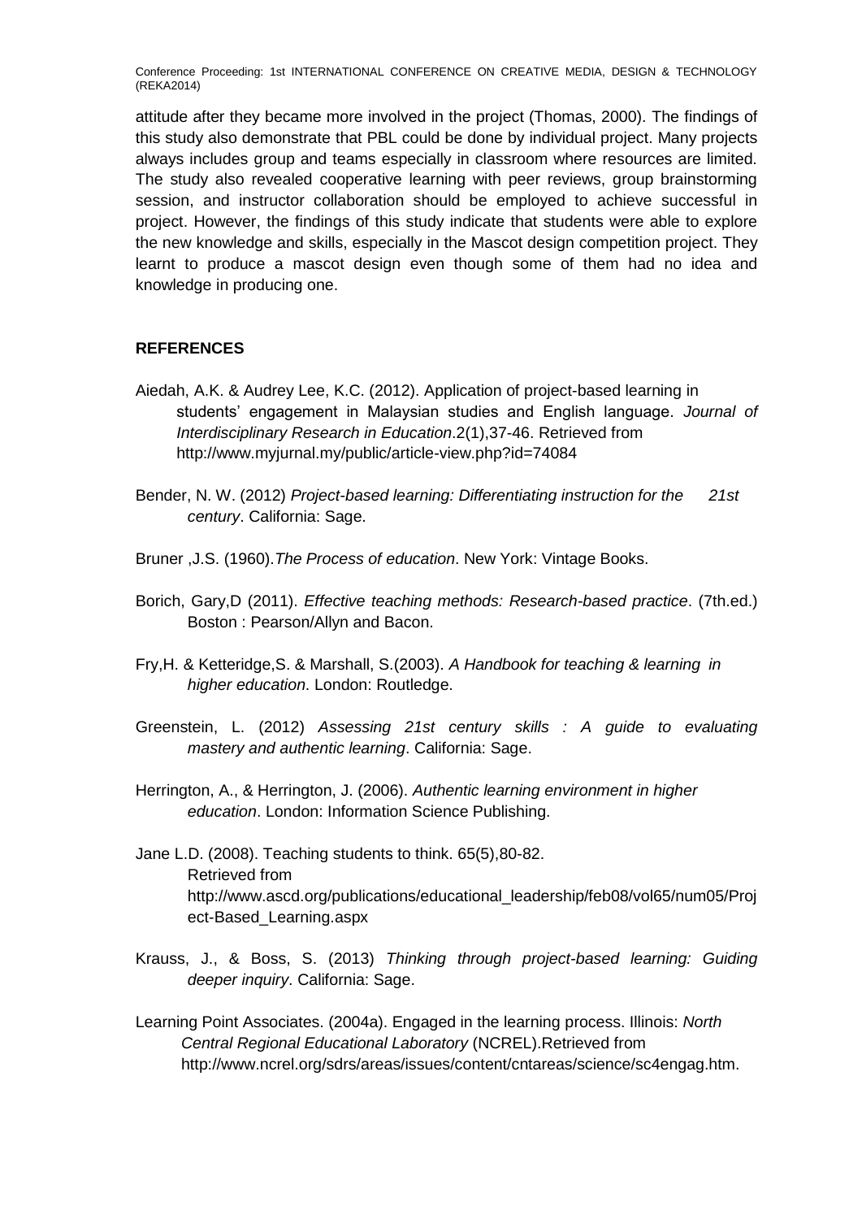attitude after they became more involved in the project (Thomas, 2000). The findings of this study also demonstrate that PBL could be done by individual project. Many projects always includes group and teams especially in classroom where resources are limited. The study also revealed cooperative learning with peer reviews, group brainstorming session, and instructor collaboration should be employed to achieve successful in project. However, the findings of this study indicate that students were able to explore the new knowledge and skills, especially in the Mascot design competition project. They learnt to produce a mascot design even though some of them had no idea and knowledge in producing one.

## REFERENCES

Aiedah, A.K. & Audrey Lee, K.C. (2012). Application of project-based learning in students' engagement in Malaysian studies and English language. *Journal of Interdisciplinary Research in Education*.2(1),37-46. Retrieved from http://www.myjurnal.my/public/article-view.php?id=74084

Bender, N. W. (2012) *Project-based learning: Differentiating instruction for the 21st century*. California: Sage.

Bruner ,J.S. (1960).*The Process of education*. New York: Vintage Books.

Borich, Gary,D (2011). *Effective teaching methods: Research-based practice*. (7th.ed.) Boston : Pearson/Allyn and Bacon.

Fry,H. & Ketteridge,S. & Marshall, S.(2003). *A Handbook for teaching & learning in higher education.* London: Routledge.

Greenstein, L. (2012) *Assessing 21st century skills : A guide to evaluating mastery and authentic learning*. California: Sage.

Herrington, A., & Herrington, J. (2006). *Authentic learning environment in higher education*. London: Information Science Publishing.

Jane L.D. (2008). Teaching students to think. 65(5),80-82. Retrieved from http://www.ascd.org/publications/educational_leadership/feb08/vol65/num05/Project-Based_Learning.aspx

Krauss, J., & Boss, S. (2013) *Thinking through project-based learning: Guiding deeper inquiry*. California: Sage.

Learning Point Associates. (2004a). Engaged in the learning process. Illinois: *North Central Regional Educational Laboratory* (NCREL).Retrieved from http://www.ncrel.org/sdrs/areas/issues/content/cntareas/science/sc4engag.htm.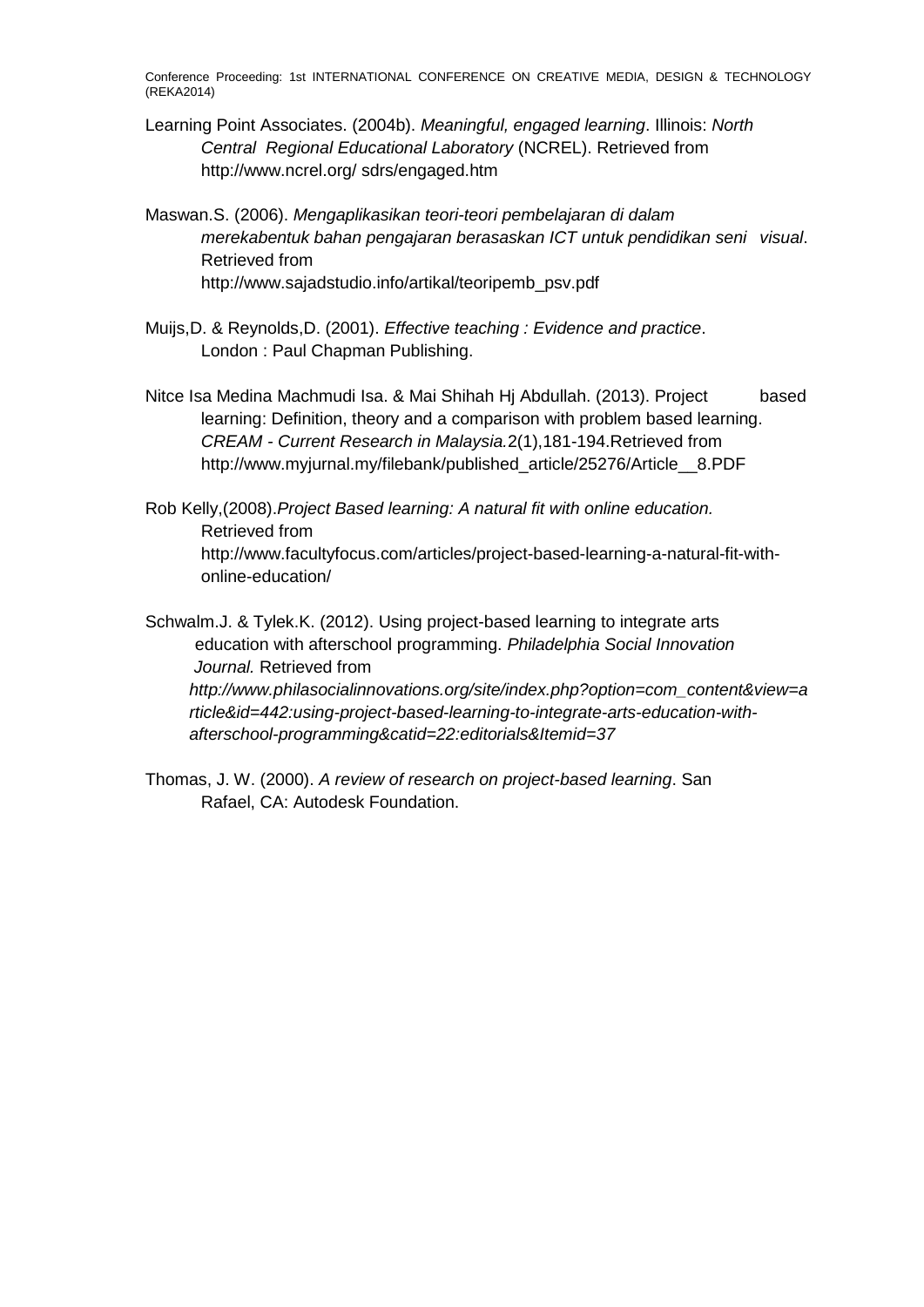Learning Point Associates. (2004b). *Meaningful, engaged learning*. Illinois: *North Central Regional Educational Laboratory* (NCREL). Retrieved from http://www.ncrel.org/ sdrs/engaged.htm

Maswan.S. (2006). *Mengaplikasikan teori-teori pembelajaran di dalam merekabentuk bahan pengajaran berasaskan ICT untuk pendidikan seni visual*. Retrieved from http://www.sajadstudio.info/artikal/teoripemb_psv.pdf

Muijs,D. & Reynolds,D. (2001). *Effective teaching : Evidence and practice*. London : Paul Chapman Publishing.

Nitce Isa Medina Machmudi Isa. & Mai Shihah Hj Abdullah. (2013). Project based learning: Definition, theory and a comparison with problem based learning. *CREAM - Current Research in Malaysia.*2(1),181-194.Retrieved from http://www.myjurnal.my/filebank/published_article/25276/Article__8.PDF

Rob Kelly,(2008).*Project Based learning: A natural fit with online education.* Retrieved from http://www.facultyfocus.com/articles/project-based-learning-a-natural-fit-with-online-education/

Schwalm.J. & Tylek.K. (2012). Using project-based learning to integrate arts education with afterschool programming. *Philadelphia Social Innovation Journal.* Retrieved from *http://www.philasocialinnovations.org/site/index.php?option=com_content&view=article&id=442:using-project-based-learning-to-integrate-arts-education-with-afterschool-programming&catid=22:editorials&Itemid=37*

Thomas, J. W. (2000). *A review of research on project-based learning*. San Rafael, CA: Autodesk Foundation.